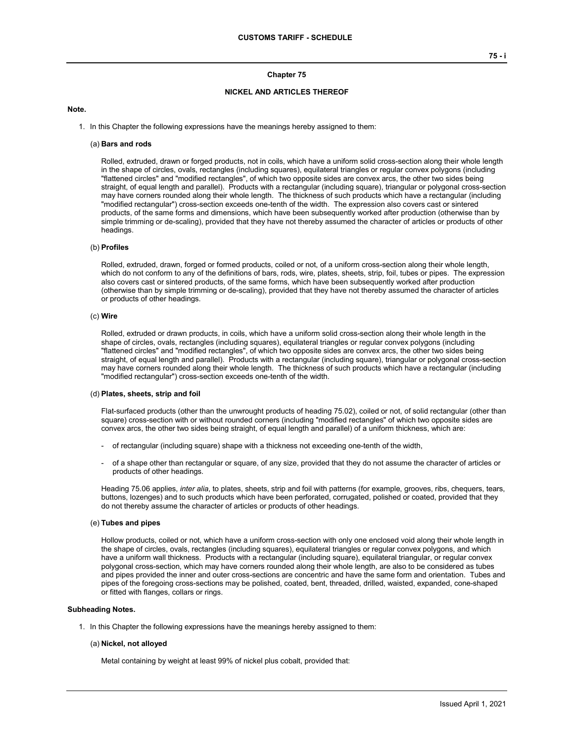# Chapter 75

## NICKEL AND ARTICLES THEREOF

**Note.**

1. In this Chapter the following expressions have the meanings hereby assigned to them:

   (a) **Bars and rods**

   Rolled, extruded, drawn or forged products, not in coils, which have a uniform solid cross-section along their whole length in the shape of circles, ovals, rectangles (including squares), equilateral triangles or regular convex polygons (including "flattened circles" and "modified rectangles", of which two opposite sides are convex arcs, the other two sides being straight, of equal length and parallel). Products with a rectangular (including square), triangular or polygonal cross-section may have corners rounded along their whole length. The thickness of such products which have a rectangular (including "modified rectangular") cross-section exceeds one-tenth of the width. The expression also covers cast or sintered products, of the same forms and dimensions, which have been subsequently worked after production (otherwise than by simple trimming or de-scaling), provided that they have not thereby assumed the character of articles or products of other headings.

   (b) **Profiles**

   Rolled, extruded, drawn, forged or formed products, coiled or not, of a uniform cross-section along their whole length, which do not conform to any of the definitions of bars, rods, wire, plates, sheets, strip, foil, tubes or pipes. The expression also covers cast or sintered products, of the same forms, which have been subsequently worked after production (otherwise than by simple trimming or de-scaling), provided that they have not thereby assumed the character of articles or products of other headings.

   (c) **Wire**

   Rolled, extruded or drawn products, in coils, which have a uniform solid cross-section along their whole length in the shape of circles, ovals, rectangles (including squares), equilateral triangles or regular convex polygons (including "flattened circles" and "modified rectangles", of which two opposite sides are convex arcs, the other two sides being straight, of equal length and parallel). Products with a rectangular (including square), triangular or polygonal cross-section may have corners rounded along their whole length. The thickness of such products which have a rectangular (including "modified rectangular") cross-section exceeds one-tenth of the width.

   (d) **Plates, sheets, strip and foil**

   Flat-surfaced products (other than the unwrought products of heading 75.02), coiled or not, of solid rectangular (other than square) cross-section with or without rounded corners (including "modified rectangles" of which two opposite sides are convex arcs, the other two sides being straight, of equal length and parallel) of a uniform thickness, which are:

   - of rectangular (including square) shape with a thickness not exceeding one-tenth of the width,
   - of a shape other than rectangular or square, of any size, provided that they do not assume the character of articles or products of other headings.

   Heading 75.06 applies, *inter alia*, to plates, sheets, strip and foil with patterns (for example, grooves, ribs, chequers, tears, buttons, lozenges) and to such products which have been perforated, corrugated, polished or coated, provided that they do not thereby assume the character of articles or products of other headings.

   (e) **Tubes and pipes**

   Hollow products, coiled or not, which have a uniform cross-section with only one enclosed void along their whole length in the shape of circles, ovals, rectangles (including squares), equilateral triangles or regular convex polygons, and which have a uniform wall thickness. Products with a rectangular (including square), equilateral triangular, or regular convex polygonal cross-section, which may have corners rounded along their whole length, are also to be considered as tubes and pipes provided the inner and outer cross-sections are concentric and have the same form and orientation. Tubes and pipes of the foregoing cross-sections may be polished, coated, bent, threaded, drilled, waisted, expanded, cone-shaped or fitted with flanges, collars or rings.

**Subheading Notes.**

1. In this Chapter the following expressions have the meanings hereby assigned to them:

   (a) **Nickel, not alloyed**

   Metal containing by weight at least 99% of nickel plus cobalt, provided that: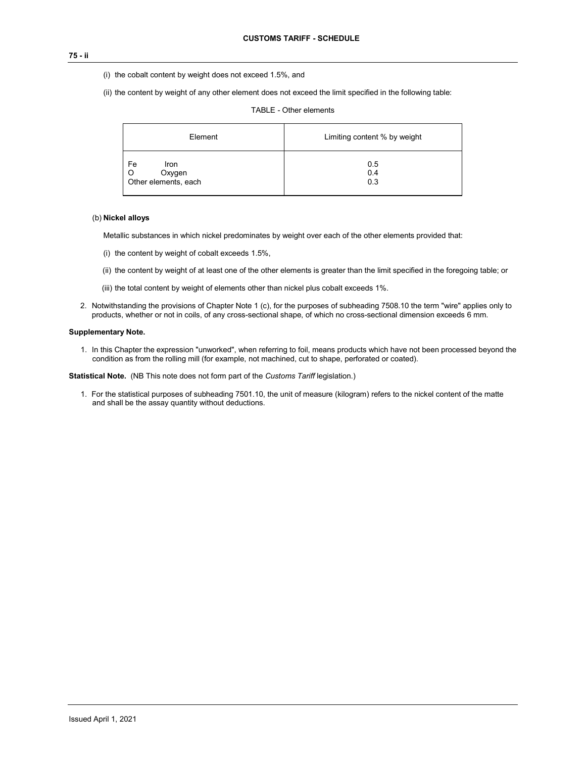(i) the cobalt content by weight does not exceed 1.5%, and

(ii) the content by weight of any other element does not exceed the limit specified in the following table:

TABLE - Other elements

| Element | Limiting content % by weight |
|---|---|
| Fe Iron | 0.5 |
| O Oxygen | 0.4 |
| Other elements, each | 0.3 |

(b) **Nickel alloys**

Metallic substances in which nickel predominates by weight over each of the other elements provided that:

(i) the content by weight of cobalt exceeds 1.5%,

(ii) the content by weight of at least one of the other elements is greater than the limit specified in the foregoing table; or

(iii) the total content by weight of elements other than nickel plus cobalt exceeds 1%.

2. Notwithstanding the provisions of Chapter Note 1 (c), for the purposes of subheading 7508.10 the term "wire" applies only to products, whether or not in coils, of any cross-sectional shape, of which no cross-sectional dimension exceeds 6 mm.

**Supplementary Note.**

1. In this Chapter the expression "unworked", when referring to foil, means products which have not been processed beyond the condition as from the rolling mill (for example, not machined, cut to shape, perforated or coated).

**Statistical Note.** (NB This note does not form part of the *Customs Tariff* legislation.)

1. For the statistical purposes of subheading 7501.10, the unit of measure (kilogram) refers to the nickel content of the matte and shall be the assay quantity without deductions.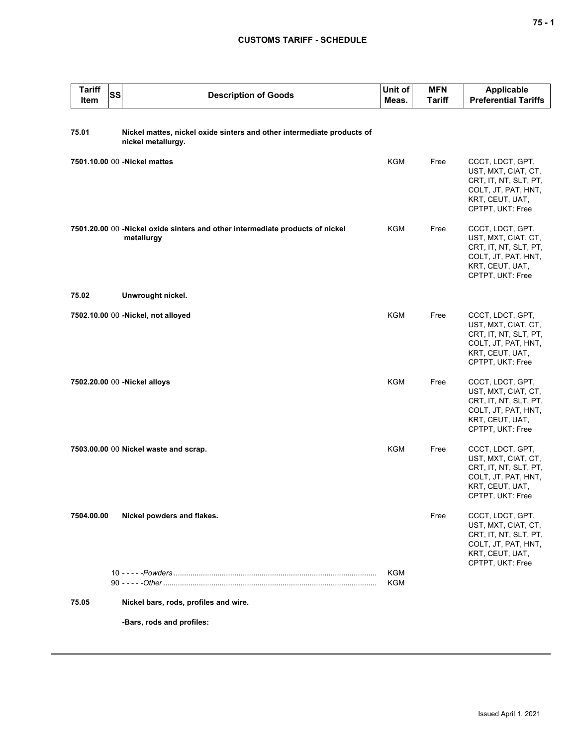| Tariff Item | SS | Description of Goods | Unit of Meas. | MFN Tariff | Applicable Preferential Tariffs |
|---|---|---|---|---|---|
| **75.01** | | **Nickel mattes, nickel oxide sinters and other intermediate products of nickel metallurgy.** | | | |
| **7501.10.00** | 00 | **-Nickel mattes** | KGM | Free | CCCT, LDCT, GPT, UST, MXT, CIAT, CT, CRT, IT, NT, SLT, PT, COLT, JT, PAT, HNT, KRT, CEUT, UAT, CPTPT, UKT: Free |
| **7501.20.00** | 00 | **-Nickel oxide sinters and other intermediate products of nickel metallurgy** | KGM | Free | CCCT, LDCT, GPT, UST, MXT, CIAT, CT, CRT, IT, NT, SLT, PT, COLT, JT, PAT, HNT, KRT, CEUT, UAT, CPTPT, UKT: Free |
| **75.02** | | **Unwrought nickel.** | | | |
| **7502.10.00** | 00 | **-Nickel, not alloyed** | KGM | Free | CCCT, LDCT, GPT, UST, MXT, CIAT, CT, CRT, IT, NT, SLT, PT, COLT, JT, PAT, HNT, KRT, CEUT, UAT, CPTPT, UKT: Free |
| **7502.20.00** | 00 | **-Nickel alloys** | KGM | Free | CCCT, LDCT, GPT, UST, MXT, CIAT, CT, CRT, IT, NT, SLT, PT, COLT, JT, PAT, HNT, KRT, CEUT, UAT, CPTPT, UKT: Free |
| **7503.00.00** | 00 | **Nickel waste and scrap.** | KGM | Free | CCCT, LDCT, GPT, UST, MXT, CIAT, CT, CRT, IT, NT, SLT, PT, COLT, JT, PAT, HNT, KRT, CEUT, UAT, CPTPT, UKT: Free |
| **7504.00.00** | | **Nickel powders and flakes.** | | Free | CCCT, LDCT, GPT, UST, MXT, CIAT, CT, CRT, IT, NT, SLT, PT, COLT, JT, PAT, HNT, KRT, CEUT, UAT, CPTPT, UKT: Free |
| | 10 | - - - - -*Powders* | KGM | | |
| | 90 | - - - - -*Other* | KGM | | |
| **75.05** | | **Nickel bars, rods, profiles and wire.** | | | |
| | | **-Bars, rods and profiles:** | | | |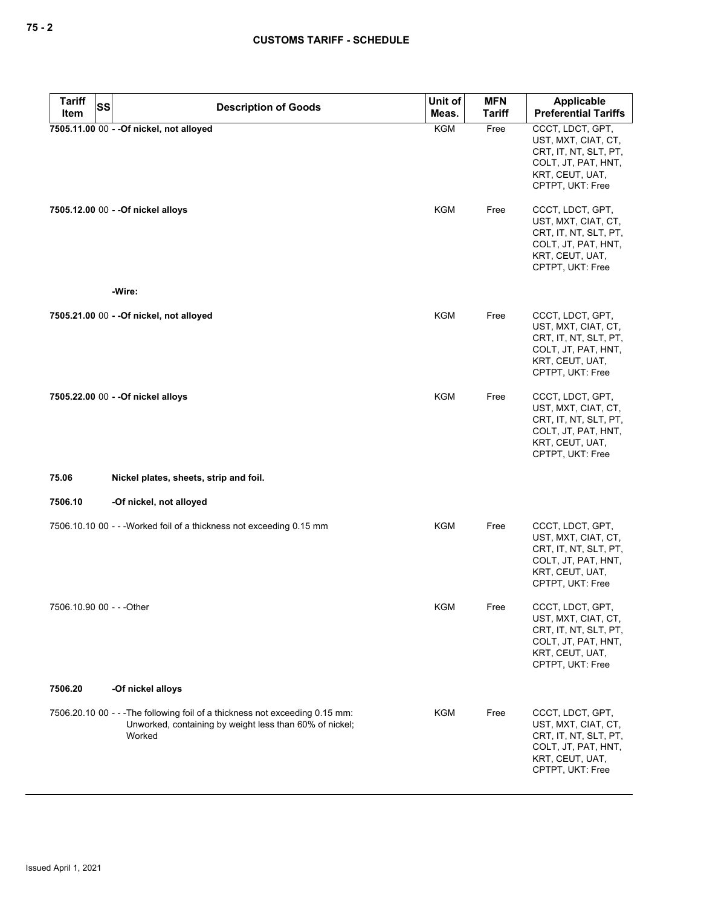| Tariff Item | SS | Description of Goods | Unit of Meas. | MFN Tariff | Applicable Preferential Tariffs |
|---|---|---|---|---|---|
| **7505.11.00** | 00 | **- -Of nickel, not alloyed** | KGM | Free | CCCT, LDCT, GPT, UST, MXT, CIAT, CT, CRT, IT, NT, SLT, PT, COLT, JT, PAT, HNT, KRT, CEUT, UAT, CPTPT, UKT: Free |
| **7505.12.00** | 00 | **- -Of nickel alloys** | KGM | Free | CCCT, LDCT, GPT, UST, MXT, CIAT, CT, CRT, IT, NT, SLT, PT, COLT, JT, PAT, HNT, KRT, CEUT, UAT, CPTPT, UKT: Free |
| | | **-Wire:** | | | |
| **7505.21.00** | 00 | **- -Of nickel, not alloyed** | KGM | Free | CCCT, LDCT, GPT, UST, MXT, CIAT, CT, CRT, IT, NT, SLT, PT, COLT, JT, PAT, HNT, KRT, CEUT, UAT, CPTPT, UKT: Free |
| **7505.22.00** | 00 | **- -Of nickel alloys** | KGM | Free | CCCT, LDCT, GPT, UST, MXT, CIAT, CT, CRT, IT, NT, SLT, PT, COLT, JT, PAT, HNT, KRT, CEUT, UAT, CPTPT, UKT: Free |
| **75.06** | | **Nickel plates, sheets, strip and foil.** | | | |
| **7506.10** | | **-Of nickel, not alloyed** | | | |
| 7506.10.10 | 00 | - - -Worked foil of a thickness not exceeding 0.15 mm | KGM | Free | CCCT, LDCT, GPT, UST, MXT, CIAT, CT, CRT, IT, NT, SLT, PT, COLT, JT, PAT, HNT, KRT, CEUT, UAT, CPTPT, UKT: Free |
| 7506.10.90 | 00 | - - -Other | KGM | Free | CCCT, LDCT, GPT, UST, MXT, CIAT, CT, CRT, IT, NT, SLT, PT, COLT, JT, PAT, HNT, KRT, CEUT, UAT, CPTPT, UKT: Free |
| **7506.20** | | **-Of nickel alloys** | | | |
| 7506.20.10 | 00 | - - -The following foil of a thickness not exceeding 0.15 mm: Unworked, containing by weight less than 60% of nickel; Worked | KGM | Free | CCCT, LDCT, GPT, UST, MXT, CIAT, CT, CRT, IT, NT, SLT, PT, COLT, JT, PAT, HNT, KRT, CEUT, UAT, CPTPT, UKT: Free |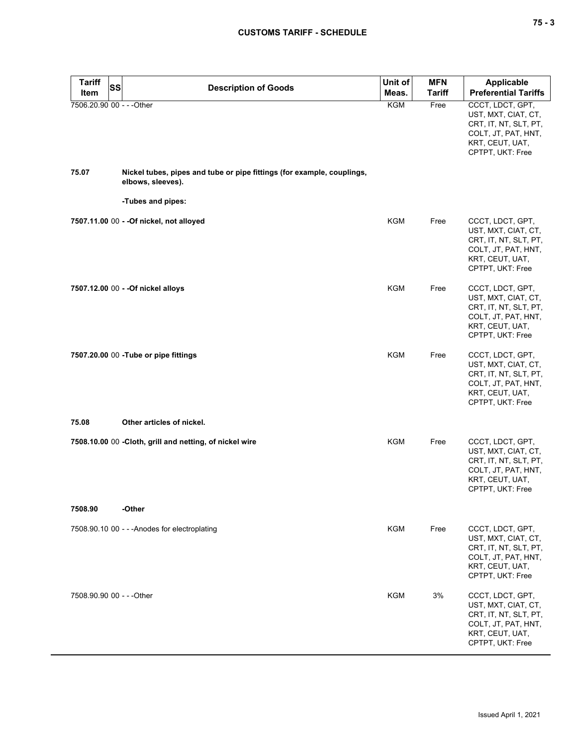| Tariff Item | SS | Description of Goods | Unit of Meas. | MFN Tariff | Applicable Preferential Tariffs |
|---|---|---|---|---|---|
| 7506.20.90 | 00 | - - -Other | KGM | Free | CCCT, LDCT, GPT, UST, MXT, CIAT, CT, CRT, IT, NT, SLT, PT, COLT, JT, PAT, HNT, KRT, CEUT, UAT, CPTPT, UKT: Free |
| **75.07** | | **Nickel tubes, pipes and tube or pipe fittings (for example, couplings, elbows, sleeves).** | | | |
| | | **-Tubes and pipes:** | | | |
| **7507.11.00** | 00 | **- -Of nickel, not alloyed** | KGM | Free | CCCT, LDCT, GPT, UST, MXT, CIAT, CT, CRT, IT, NT, SLT, PT, COLT, JT, PAT, HNT, KRT, CEUT, UAT, CPTPT, UKT: Free |
| **7507.12.00** | 00 | **- -Of nickel alloys** | KGM | Free | CCCT, LDCT, GPT, UST, MXT, CIAT, CT, CRT, IT, NT, SLT, PT, COLT, JT, PAT, HNT, KRT, CEUT, UAT, CPTPT, UKT: Free |
| **7507.20.00** | 00 | **-Tube or pipe fittings** | KGM | Free | CCCT, LDCT, GPT, UST, MXT, CIAT, CT, CRT, IT, NT, SLT, PT, COLT, JT, PAT, HNT, KRT, CEUT, UAT, CPTPT, UKT: Free |
| **75.08** | | **Other articles of nickel.** | | | |
| **7508.10.00** | 00 | **-Cloth, grill and netting, of nickel wire** | KGM | Free | CCCT, LDCT, GPT, UST, MXT, CIAT, CT, CRT, IT, NT, SLT, PT, COLT, JT, PAT, HNT, KRT, CEUT, UAT, CPTPT, UKT: Free |
| **7508.90** | | **-Other** | | | |
| 7508.90.10 | 00 | - - -Anodes for electroplating | KGM | Free | CCCT, LDCT, GPT, UST, MXT, CIAT, CT, CRT, IT, NT, SLT, PT, COLT, JT, PAT, HNT, KRT, CEUT, UAT, CPTPT, UKT: Free |
| 7508.90.90 | 00 | - - -Other | KGM | 3% | CCCT, LDCT, GPT, UST, MXT, CIAT, CT, CRT, IT, NT, SLT, PT, COLT, JT, PAT, HNT, KRT, CEUT, UAT, CPTPT, UKT: Free |